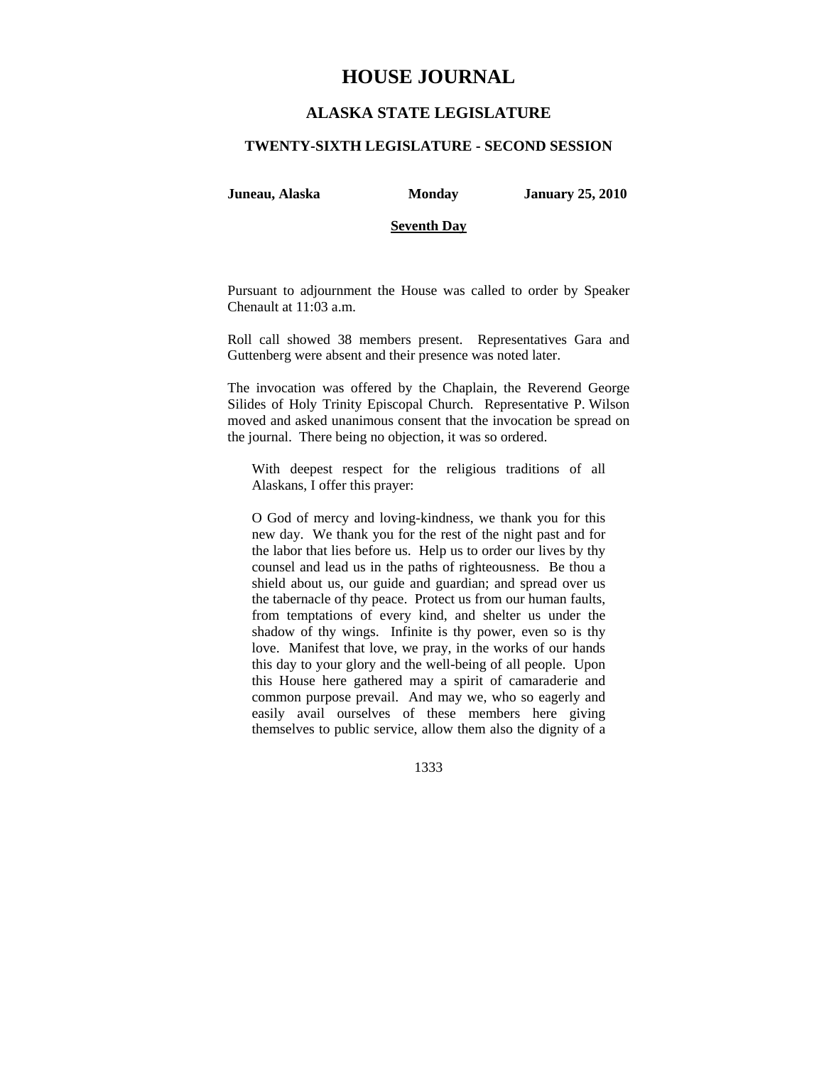# HOUSE JOURNAL

## ALASKA STATE LEGISLATURE

### TWENTY-SIXTH LEGISLATURE - SECOND SESSION

**Juneau, Alaska** **Monday** **January 25, 2010**

**Seventh Day**

Pursuant to adjournment the House was called to order by Speaker Chenault at 11:03 a.m.

Roll call showed 38 members present. Representatives Gara and Guttenberg were absent and their presence was noted later.

The invocation was offered by the Chaplain, the Reverend George Silides of Holy Trinity Episcopal Church. Representative P. Wilson moved and asked unanimous consent that the invocation be spread on the journal. There being no objection, it was so ordered.

> With deepest respect for the religious traditions of all Alaskans, I offer this prayer:
>
> O God of mercy and loving-kindness, we thank you for this new day. We thank you for the rest of the night past and for the labor that lies before us. Help us to order our lives by thy counsel and lead us in the paths of righteousness. Be thou a shield about us, our guide and guardian; and spread over us the tabernacle of thy peace. Protect us from our human faults, from temptations of every kind, and shelter us under the shadow of thy wings. Infinite is thy power, even so is thy love. Manifest that love, we pray, in the works of our hands this day to your glory and the well-being of all people. Upon this House here gathered may a spirit of camaraderie and common purpose prevail. And may we, who so eagerly and easily avail ourselves of these members here giving themselves to public service, allow them also the dignity of a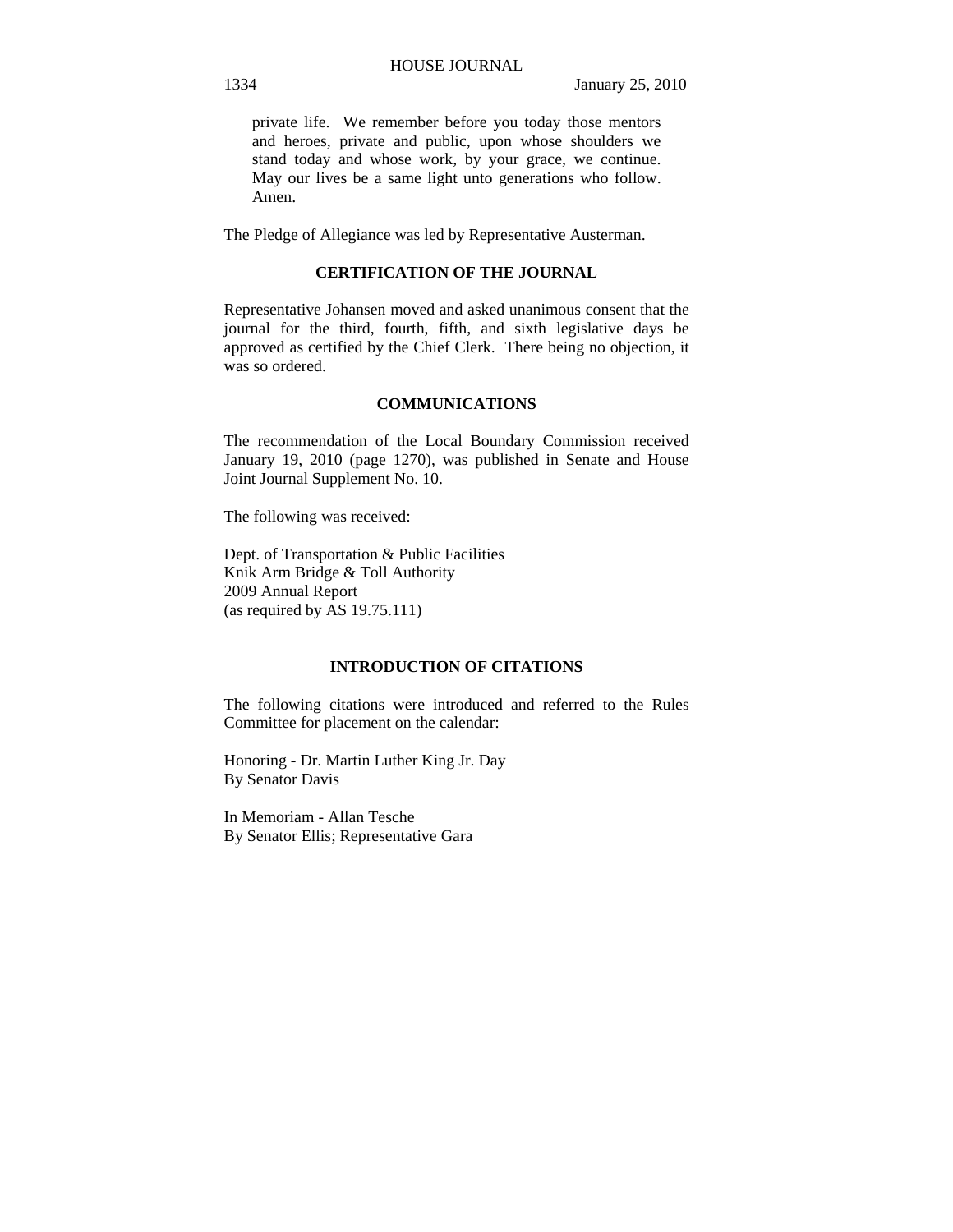private life. We remember before you today those mentors and heroes, private and public, upon whose shoulders we stand today and whose work, by your grace, we continue. May our lives be a same light unto generations who follow. Amen.

The Pledge of Allegiance was led by Representative Austerman.

## CERTIFICATION OF THE JOURNAL

Representative Johansen moved and asked unanimous consent that the journal for the third, fourth, fifth, and sixth legislative days be approved as certified by the Chief Clerk. There being no objection, it was so ordered.

## COMMUNICATIONS

The recommendation of the Local Boundary Commission received January 19, 2010 (page 1270), was published in Senate and House Joint Journal Supplement No. 10.

The following was received:

Dept. of Transportation & Public Facilities
Knik Arm Bridge & Toll Authority
2009 Annual Report
(as required by AS 19.75.111)

## INTRODUCTION OF CITATIONS

The following citations were introduced and referred to the Rules Committee for placement on the calendar:

Honoring - Dr. Martin Luther King Jr. Day
By Senator Davis

In Memoriam - Allan Tesche
By Senator Ellis; Representative Gara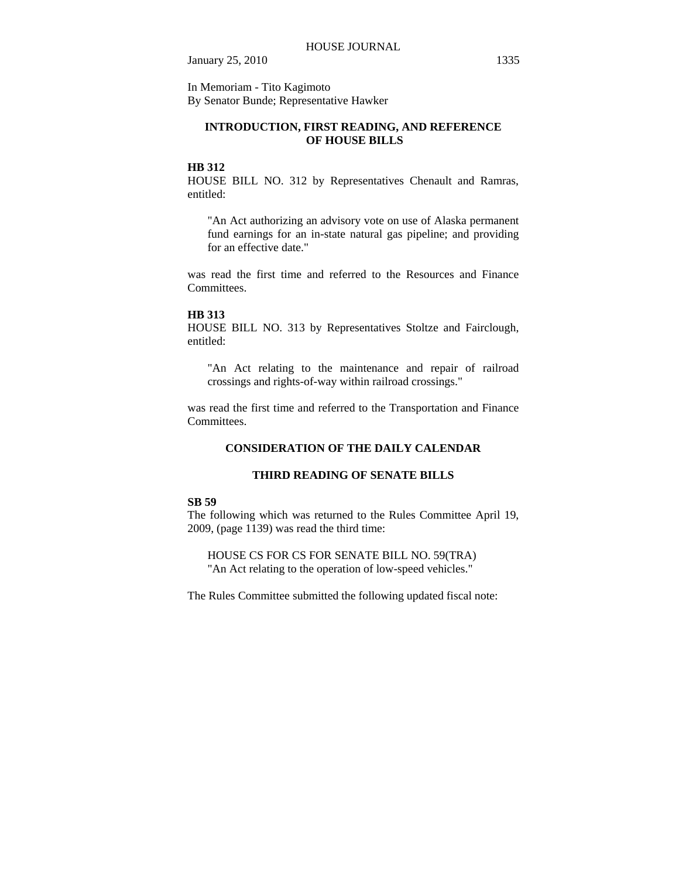In Memoriam - Tito Kagimoto
By Senator Bunde; Representative Hawker

## INTRODUCTION, FIRST READING, AND REFERENCE OF HOUSE BILLS

**HB 312**

HOUSE BILL NO. 312 by Representatives Chenault and Ramras, entitled:

> "An Act authorizing an advisory vote on use of Alaska permanent fund earnings for an in-state natural gas pipeline; and providing for an effective date."

was read the first time and referred to the Resources and Finance Committees.

**HB 313**

HOUSE BILL NO. 313 by Representatives Stoltze and Fairclough, entitled:

> "An Act relating to the maintenance and repair of railroad crossings and rights-of-way within railroad crossings."

was read the first time and referred to the Transportation and Finance Committees.

## CONSIDERATION OF THE DAILY CALENDAR

## THIRD READING OF SENATE BILLS

**SB 59**

The following which was returned to the Rules Committee April 19, 2009, (page 1139) was read the third time:

> HOUSE CS FOR CS FOR SENATE BILL NO. 59(TRA)
> "An Act relating to the operation of low-speed vehicles."

The Rules Committee submitted the following updated fiscal note: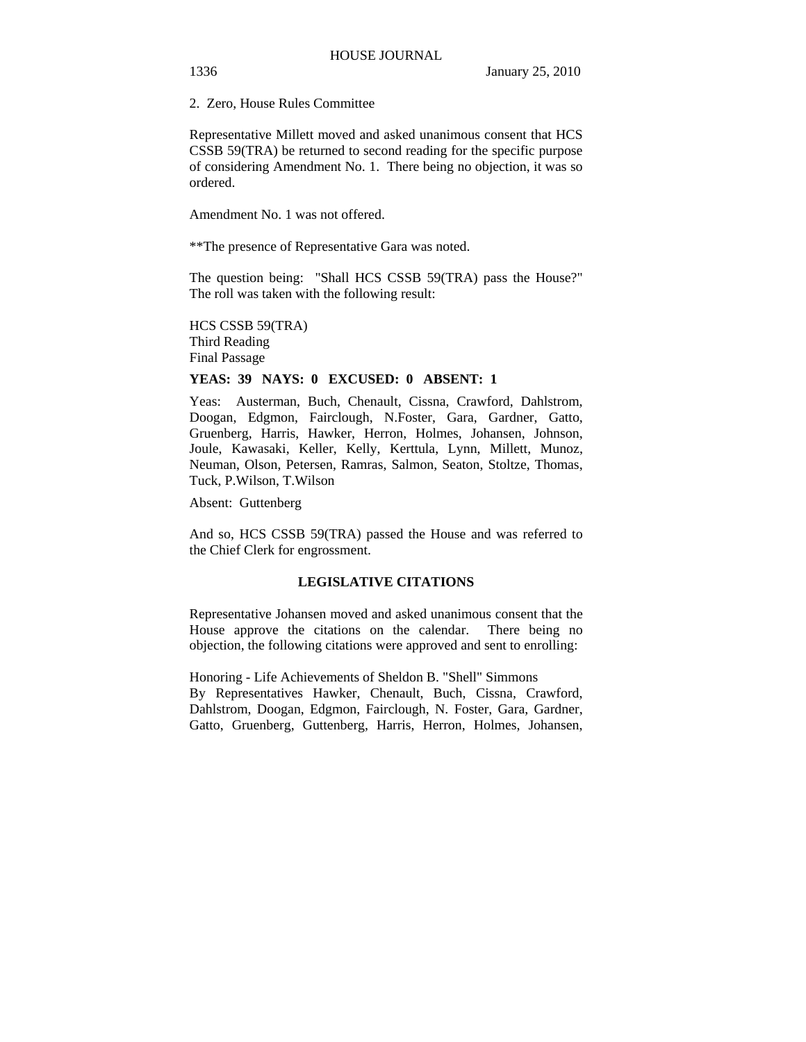2. Zero, House Rules Committee

Representative Millett moved and asked unanimous consent that HCS CSSB 59(TRA) be returned to second reading for the specific purpose of considering Amendment No. 1. There being no objection, it was so ordered.

Amendment No. 1 was not offered.

**The presence of Representative Gara was noted.

The question being: "Shall HCS CSSB 59(TRA) pass the House?" The roll was taken with the following result:

HCS CSSB 59(TRA)
Third Reading
Final Passage

**YEAS: 39 NAYS: 0 EXCUSED: 0 ABSENT: 1**

Yeas: Austerman, Buch, Chenault, Cissna, Crawford, Dahlstrom, Doogan, Edgmon, Fairclough, N.Foster, Gara, Gardner, Gatto, Gruenberg, Harris, Hawker, Herron, Holmes, Johansen, Johnson, Joule, Kawasaki, Keller, Kelly, Kerttula, Lynn, Millett, Munoz, Neuman, Olson, Petersen, Ramras, Salmon, Seaton, Stoltze, Thomas, Tuck, P.Wilson, T.Wilson

Absent: Guttenberg

And so, HCS CSSB 59(TRA) passed the House and was referred to the Chief Clerk for engrossment.

## LEGISLATIVE CITATIONS

Representative Johansen moved and asked unanimous consent that the House approve the citations on the calendar. There being no objection, the following citations were approved and sent to enrolling:

Honoring - Life Achievements of Sheldon B. "Shell" Simmons
By Representatives Hawker, Chenault, Buch, Cissna, Crawford, Dahlstrom, Doogan, Edgmon, Fairclough, N. Foster, Gara, Gardner, Gatto, Gruenberg, Guttenberg, Harris, Herron, Holmes, Johansen,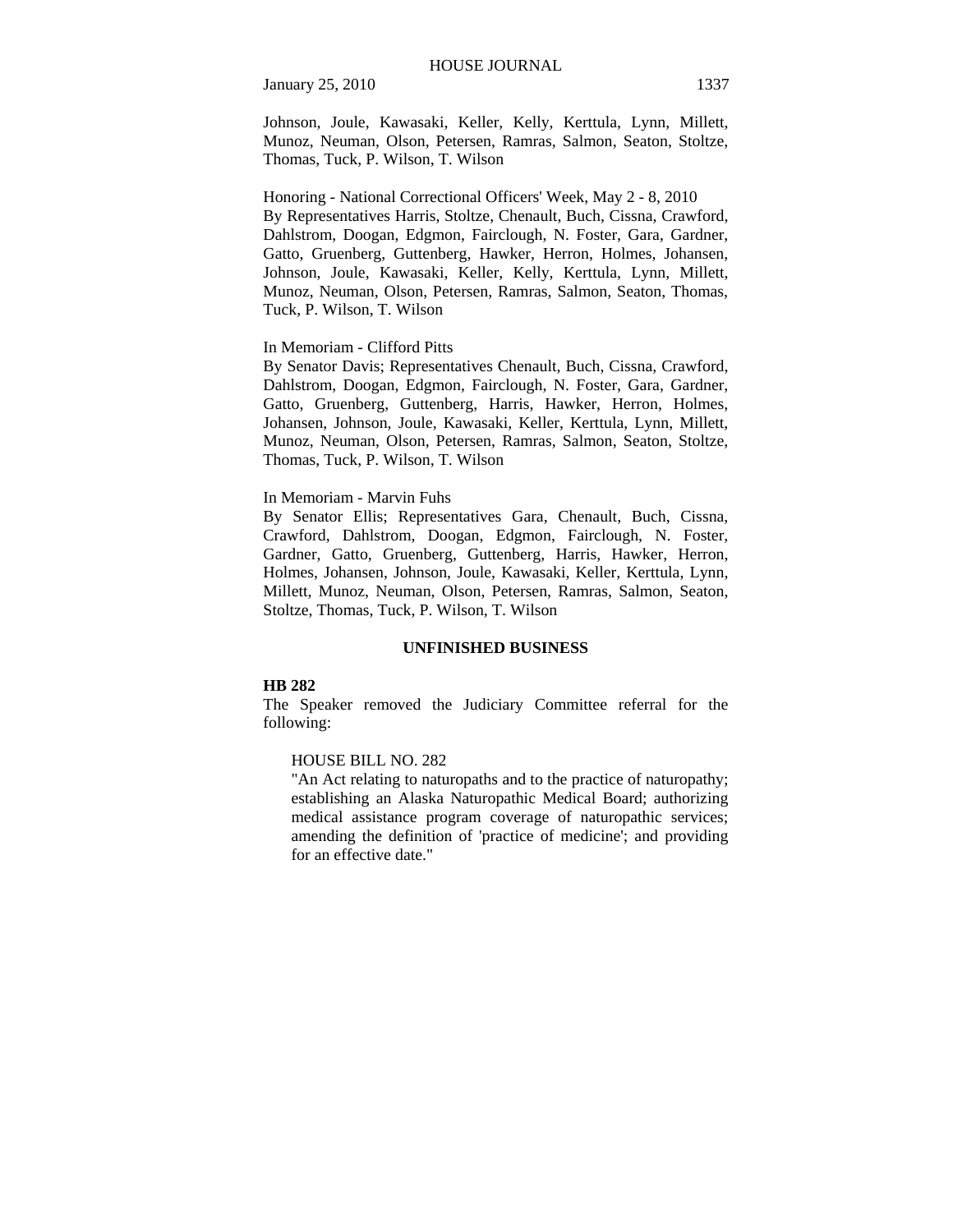Johnson, Joule, Kawasaki, Keller, Kelly, Kerttula, Lynn, Millett, Munoz, Neuman, Olson, Petersen, Ramras, Salmon, Seaton, Stoltze, Thomas, Tuck, P. Wilson, T. Wilson

Honoring - National Correctional Officers' Week, May 2 - 8, 2010
By Representatives Harris, Stoltze, Chenault, Buch, Cissna, Crawford, Dahlstrom, Doogan, Edgmon, Fairclough, N. Foster, Gara, Gardner, Gatto, Gruenberg, Guttenberg, Hawker, Herron, Holmes, Johansen, Johnson, Joule, Kawasaki, Keller, Kelly, Kerttula, Lynn, Millett, Munoz, Neuman, Olson, Petersen, Ramras, Salmon, Seaton, Thomas, Tuck, P. Wilson, T. Wilson

In Memoriam - Clifford Pitts
By Senator Davis; Representatives Chenault, Buch, Cissna, Crawford, Dahlstrom, Doogan, Edgmon, Fairclough, N. Foster, Gara, Gardner, Gatto, Gruenberg, Guttenberg, Harris, Hawker, Herron, Holmes, Johansen, Johnson, Joule, Kawasaki, Keller, Kerttula, Lynn, Millett, Munoz, Neuman, Olson, Petersen, Ramras, Salmon, Seaton, Stoltze, Thomas, Tuck, P. Wilson, T. Wilson

In Memoriam - Marvin Fuhs
By Senator Ellis; Representatives Gara, Chenault, Buch, Cissna, Crawford, Dahlstrom, Doogan, Edgmon, Fairclough, N. Foster, Gardner, Gatto, Gruenberg, Guttenberg, Harris, Hawker, Herron, Holmes, Johansen, Johnson, Joule, Kawasaki, Keller, Kerttula, Lynn, Millett, Munoz, Neuman, Olson, Petersen, Ramras, Salmon, Seaton, Stoltze, Thomas, Tuck, P. Wilson, T. Wilson

## UNFINISHED BUSINESS

**HB 282**
The Speaker removed the Judiciary Committee referral for the following:

HOUSE BILL NO. 282
"An Act relating to naturopaths and to the practice of naturopathy; establishing an Alaska Naturopathic Medical Board; authorizing medical assistance program coverage of naturopathic services; amending the definition of 'practice of medicine'; and providing for an effective date."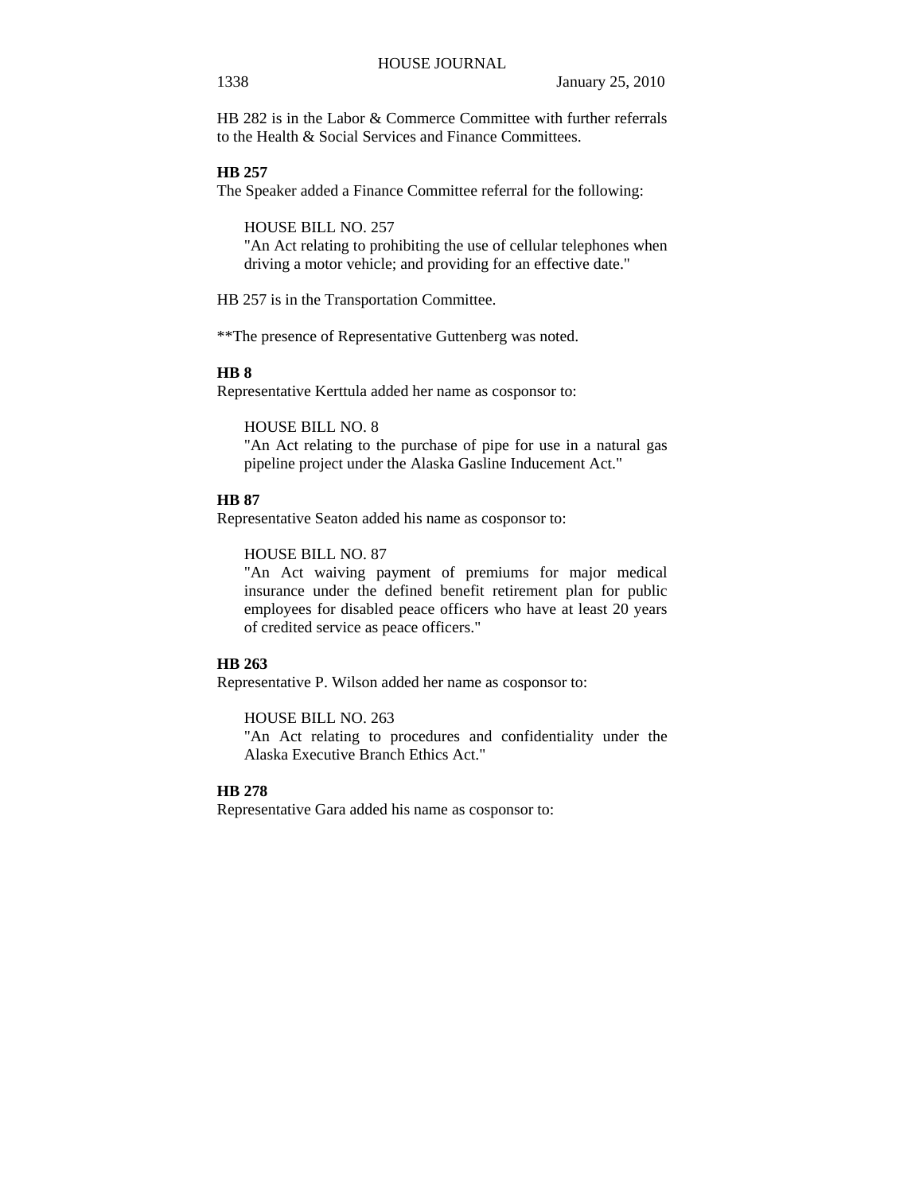HB 282 is in the Labor & Commerce Committee with further referrals to the Health & Social Services and Finance Committees.

**HB 257**

The Speaker added a Finance Committee referral for the following:

HOUSE BILL NO. 257
"An Act relating to prohibiting the use of cellular telephones when driving a motor vehicle; and providing for an effective date."

HB 257 is in the Transportation Committee.

**The presence of Representative Guttenberg was noted.

**HB 8**

Representative Kerttula added her name as cosponsor to:

HOUSE BILL NO. 8
"An Act relating to the purchase of pipe for use in a natural gas pipeline project under the Alaska Gasline Inducement Act."

**HB 87**

Representative Seaton added his name as cosponsor to:

HOUSE BILL NO. 87
"An Act waiving payment of premiums for major medical insurance under the defined benefit retirement plan for public employees for disabled peace officers who have at least 20 years of credited service as peace officers."

**HB 263**

Representative P. Wilson added her name as cosponsor to:

HOUSE BILL NO. 263
"An Act relating to procedures and confidentiality under the Alaska Executive Branch Ethics Act."

**HB 278**

Representative Gara added his name as cosponsor to: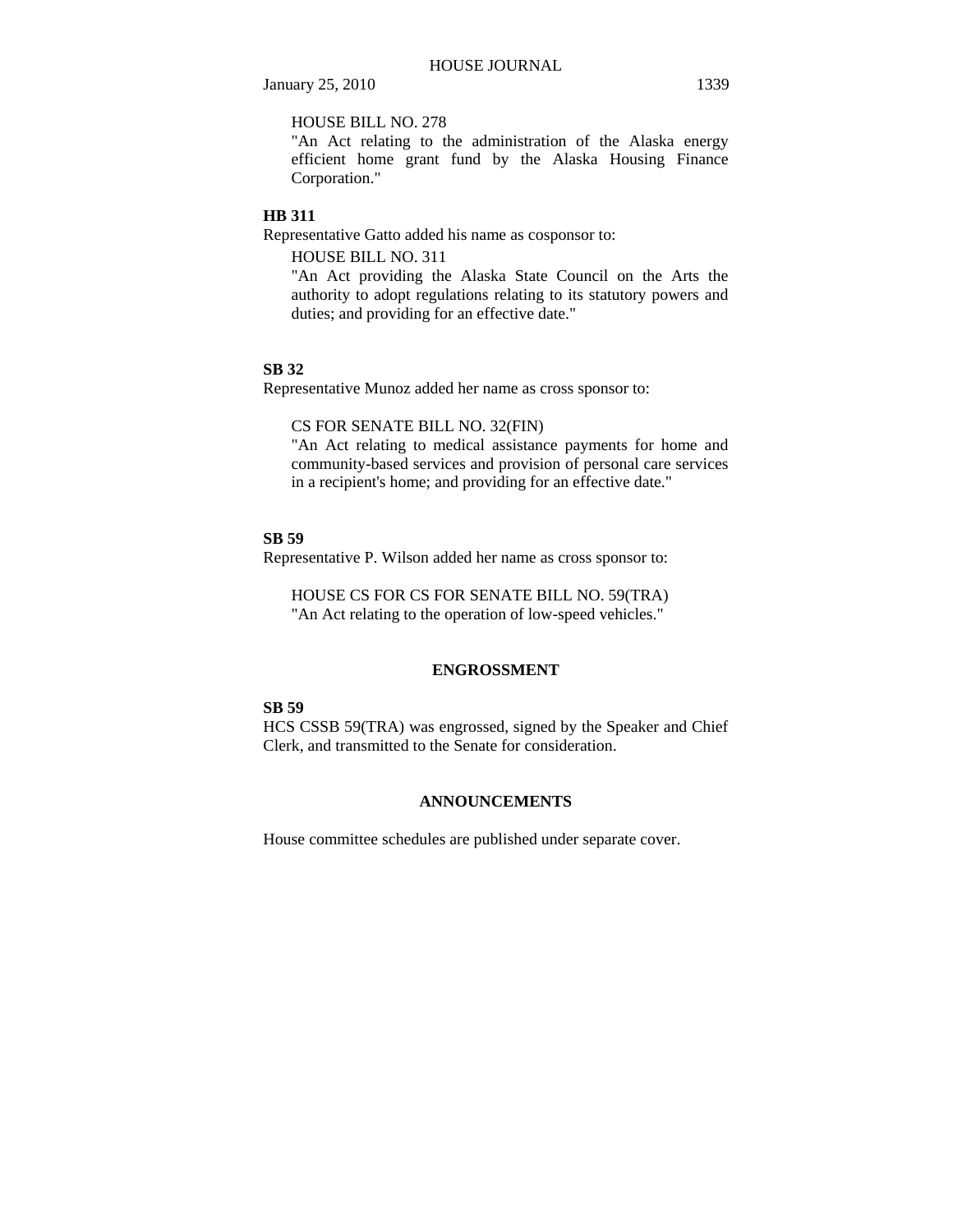HOUSE BILL NO. 278

"An Act relating to the administration of the Alaska energy efficient home grant fund by the Alaska Housing Finance Corporation."

**HB 311**

Representative Gatto added his name as cosponsor to:

HOUSE BILL NO. 311

"An Act providing the Alaska State Council on the Arts the authority to adopt regulations relating to its statutory powers and duties; and providing for an effective date."

**SB 32**

Representative Munoz added her name as cross sponsor to:

CS FOR SENATE BILL NO. 32(FIN)

"An Act relating to medical assistance payments for home and community-based services and provision of personal care services in a recipient's home; and providing for an effective date."

**SB 59**

Representative P. Wilson added her name as cross sponsor to:

HOUSE CS FOR CS FOR SENATE BILL NO. 59(TRA)

"An Act relating to the operation of low-speed vehicles."

## ENGROSSMENT

**SB 59**

HCS CSSB 59(TRA) was engrossed, signed by the Speaker and Chief Clerk, and transmitted to the Senate for consideration.

## ANNOUNCEMENTS

House committee schedules are published under separate cover.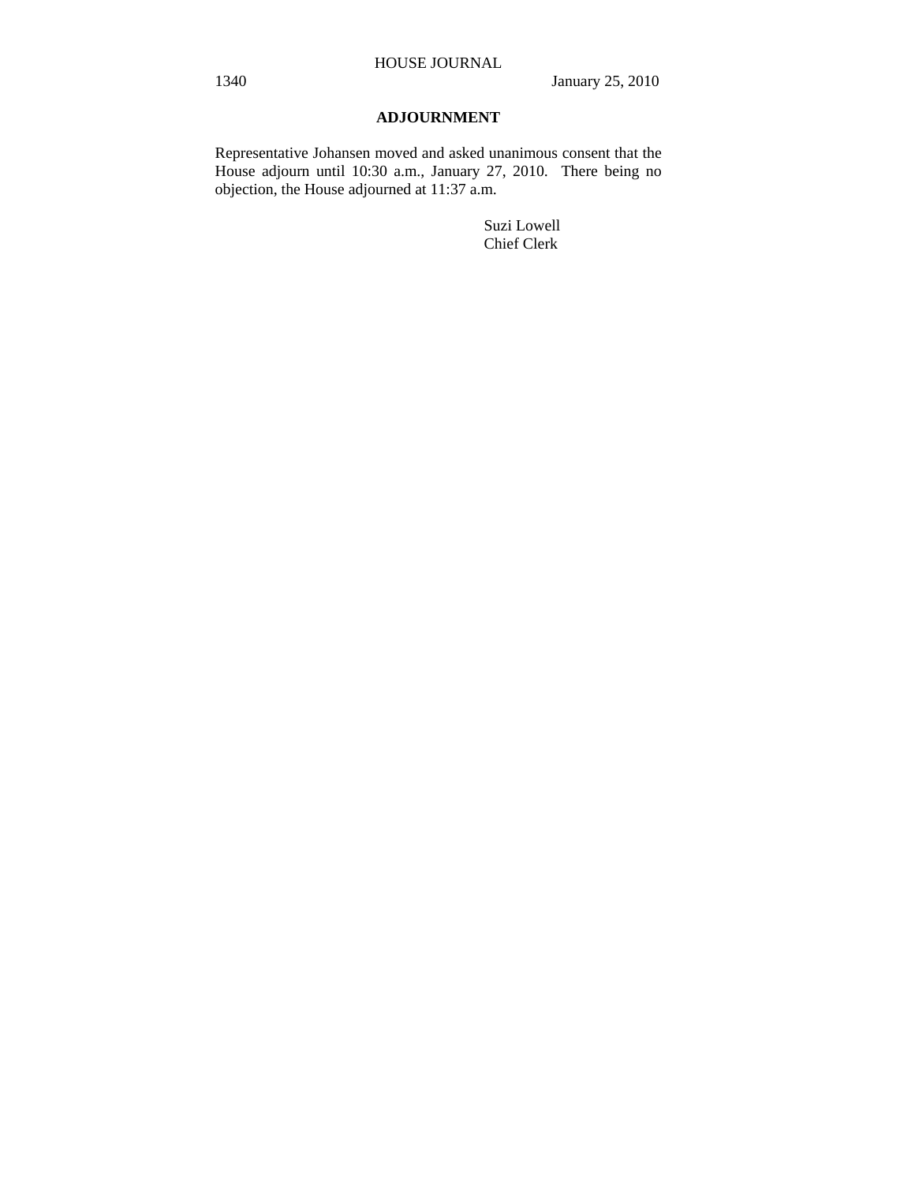## ADJOURNMENT

Representative Johansen moved and asked unanimous consent that the House adjourn until 10:30 a.m., January 27, 2010. There being no objection, the House adjourned at 11:37 a.m.

Suzi Lowell
Chief Clerk